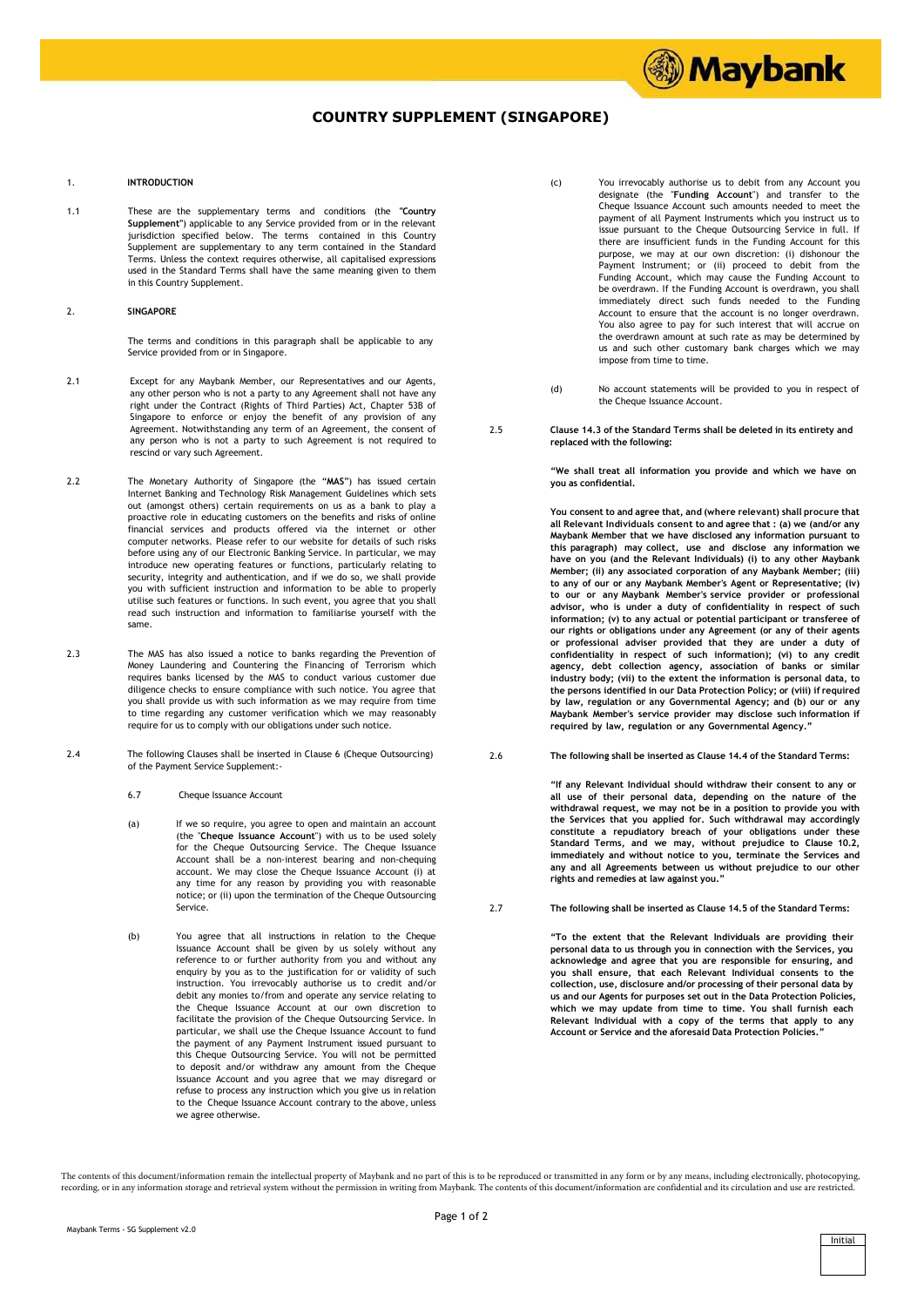# COUNTRY SUPPLEMENT (SINGAPORE)

1. **INTRODUCTION**

1.1 These are the supplementary terms and conditions (the "**Country Supplement**") applicable to any Service provided from or in the relevant jurisdiction specified below. The terms contained in this Country Supplement are supplementary to any term contained in the Standard Terms. Unless the context requires otherwise, all capitalised expressions used in the Standard Terms shall have the same meaning given to them in this Country Supplement.

2. **SINGAPORE**

The terms and conditions in this paragraph shall be applicable to any Service provided from or in Singapore.

2.1 Except for any Maybank Member, our Representatives and our Agents, any other person who is not a party to any Agreement shall not have any right under the Contract (Rights of Third Parties) Act, Chapter 53B of Singapore to enforce or enjoy the benefit of any provision of any Agreement. Notwithstanding any term of an Agreement, the consent of any person who is not a party to such Agreement is not required to rescind or vary such Agreement.

2.2 The Monetary Authority of Singapore (the "**MAS**") has issued certain Internet Banking and Technology Risk Management Guidelines which sets out (amongst others) certain requirements on us as a bank to play a proactive role in educating customers on the benefits and risks of online financial services and products offered via the internet or other computer networks. Please refer to our website for details of such risks before using any of our Electronic Banking Service. In particular, we may introduce new operating features or functions, particularly relating to security, integrity and authentication, and if we do so, we shall provide you with sufficient instruction and information to be able to properly utilise such features or functions. In such event, you agree that you shall read such instruction and information to familiarise yourself with the same.

2.3 The MAS has also issued a notice to banks regarding the Prevention of Money Laundering and Countering the Financing of Terrorism which requires banks licensed by the MAS to conduct various customer due diligence checks to ensure compliance with such notice. You agree that you shall provide us with such information as we may require from time to time regarding any customer verification which we may reasonably require for us to comply with our obligations under such notice.

2.4 The following Clauses shall be inserted in Clause 6 (Cheque Outsourcing) of the Payment Service Supplement:-

6.7 Cheque Issuance Account

(a) If we so require, you agree to open and maintain an account (the "**Cheque Issuance Account**") with us to be used solely for the Cheque Outsourcing Service. The Cheque Issuance Account shall be a non-interest bearing and non-chequing account. We may close the Cheque Issuance Account (i) at any time for any reason by providing you with reasonable notice; or (ii) upon the termination of the Cheque Outsourcing Service.

(b) You agree that all instructions in relation to the Cheque Issuance Account shall be given by us solely without any reference to or further authority from you and without any enquiry by you as to the justification for or validity of such instruction. You irrevocably authorise us to credit and/or debit any monies to/from and operate any service relating to the Cheque Issuance Account at our own discretion to facilitate the provision of the Cheque Outsourcing Service. In particular, we shall use the Cheque Issuance Account to fund the payment of any Payment Instrument issued pursuant to this Cheque Outsourcing Service. You will not be permitted to deposit and/or withdraw any amount from the Cheque Issuance Account and you agree that we may disregard or refuse to process any instruction which you give us in relation to the Cheque Issuance Account contrary to the above, unless we agree otherwise.

(c) You irrevocably authorise us to debit from any Account you designate (the "**Funding Account**") and transfer to the Cheque Issuance Account such amounts needed to meet the payment of all Payment Instruments which you instruct us to issue pursuant to the Cheque Outsourcing Service in full. If there are insufficient funds in the Funding Account for this purpose, we may at our own discretion: (i) dishonour the Payment Instrument; or (ii) proceed to debit from the Funding Account, which may cause the Funding Account to be overdrawn. If the Funding Account is overdrawn, you shall immediately direct such funds needed to the Funding Account to ensure that the account is no longer overdrawn. You also agree to pay for such interest that will accrue on the overdrawn amount at such rate as may be determined by us and such other customary bank charges which we may impose from time to time.

(d) No account statements will be provided to you in respect of the Cheque Issuance Account.

2.5 **Clause 14.3 of the Standard Terms shall be deleted in its entirety and replaced with the following:**

**"We shall treat all information you provide and which we have on you as confidential.**

**You consent to and agree that, and (where relevant) shall procure that all Relevant Individuals consent to and agree that : (a) we (and/or any Maybank Member that we have disclosed any information pursuant to this paragraph) may collect, use and disclose any information we have on you (and the Relevant Individuals) (i) to any other Maybank Member; (ii) any associated corporation of any Maybank Member; (iii) to any of our or any Maybank Member's Agent or Representative; (iv) to our or any Maybank Member's service provider or professional advisor, who is under a duty of confidentiality in respect of such information; (v) to any actual or potential participant or transferee of our rights or obligations under any Agreement (or any of their agents or professional adviser provided that they are under a duty of confidentiality in respect of such information); (vi) to any credit agency, debt collection agency, association of banks or similar industry body; (vii) to the extent the information is personal data, to the persons identified in our Data Protection Policy; or (viii) if required by law, regulation or any Governmental Agency; and (b) our or any Maybank Member's service provider may disclose such information if required by law, regulation or any Governmental Agency."**

2.6 **The following shall be inserted as Clause 14.4 of the Standard Terms:**

**"If any Relevant Individual should withdraw their consent to any or all use of their personal data, depending on the nature of the withdrawal request, we may not be in a position to provide you with the Services that you applied for. Such withdrawal may accordingly constitute a repudiatory breach of your obligations under these Standard Terms, and we may, without prejudice to Clause 10.2, immediately and without notice to you, terminate the Services and any and all Agreements between us without prejudice to our other rights and remedies at law against you."**

2.7 **The following shall be inserted as Clause 14.5 of the Standard Terms:**

**"To the extent that the Relevant Individuals are providing their personal data to us through you in connection with the Services, you acknowledge and agree that you are responsible for ensuring, and you shall ensure, that each Relevant Individual consents to the collection, use, disclosure and/or processing of their personal data by us and our Agents for purposes set out in the Data Protection Policies, which we may update from time to time. You shall furnish each Relevant Individual with a copy of the terms that apply to any Account or Service and the aforesaid Data Protection Policies."**

The contents of this document/information remain the intellectual property of Maybank and no part of this is to be reproduced or transmitted in any form or by any means, including electronically, photocopying, recording, or in any information storage and retrieval system without the permission in writing from Maybank. The contents of this document/information are confidential and its circulation and use are restricted.

Initial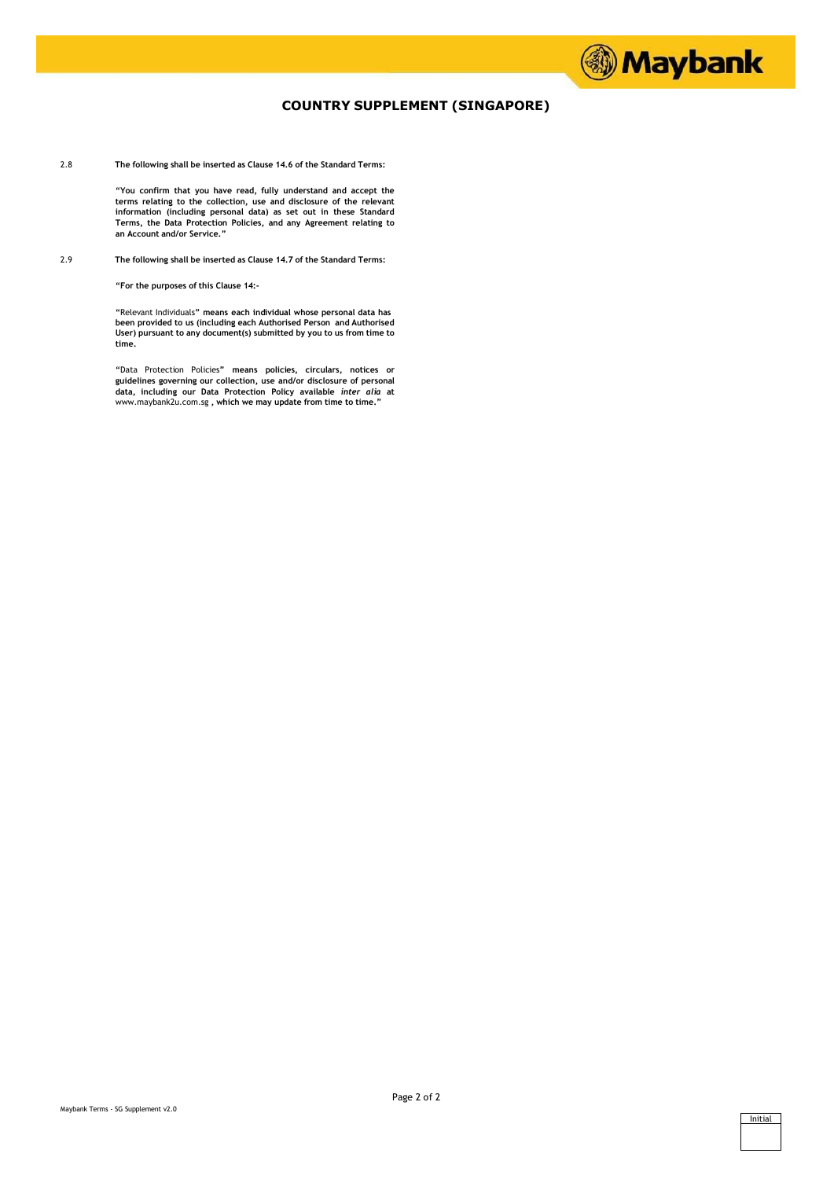# COUNTRY SUPPLEMENT (SINGAPORE)

2.8 **The following shall be inserted as Clause 14.6 of the Standard Terms:**

**"You confirm that you have read, fully understand and accept the terms relating to the collection, use and disclosure of the relevant information (including personal data) as set out in these Standard Terms, the Data Protection Policies, and any Agreement relating to an Account and/or Service."**

2.9 **The following shall be inserted as Clause 14.7 of the Standard Terms:**

**"For the purposes of this Clause 14:-**

"Relevant Individuals" **means each individual whose personal data has been provided to us (including each Authorised Person and Authorised User) pursuant to any document(s) submitted by you to us from time to time.**

"Data Protection Policies" **means policies, circulars, notices or guidelines governing our collection, use and/or disclosure of personal data, including our Data Protection Policy available *inter alia* at** www.maybank2u.com.sg **, which we may update from time to time."**

Maybank Terms - SG Supplement v2.0

| Initial |
|---|
| |